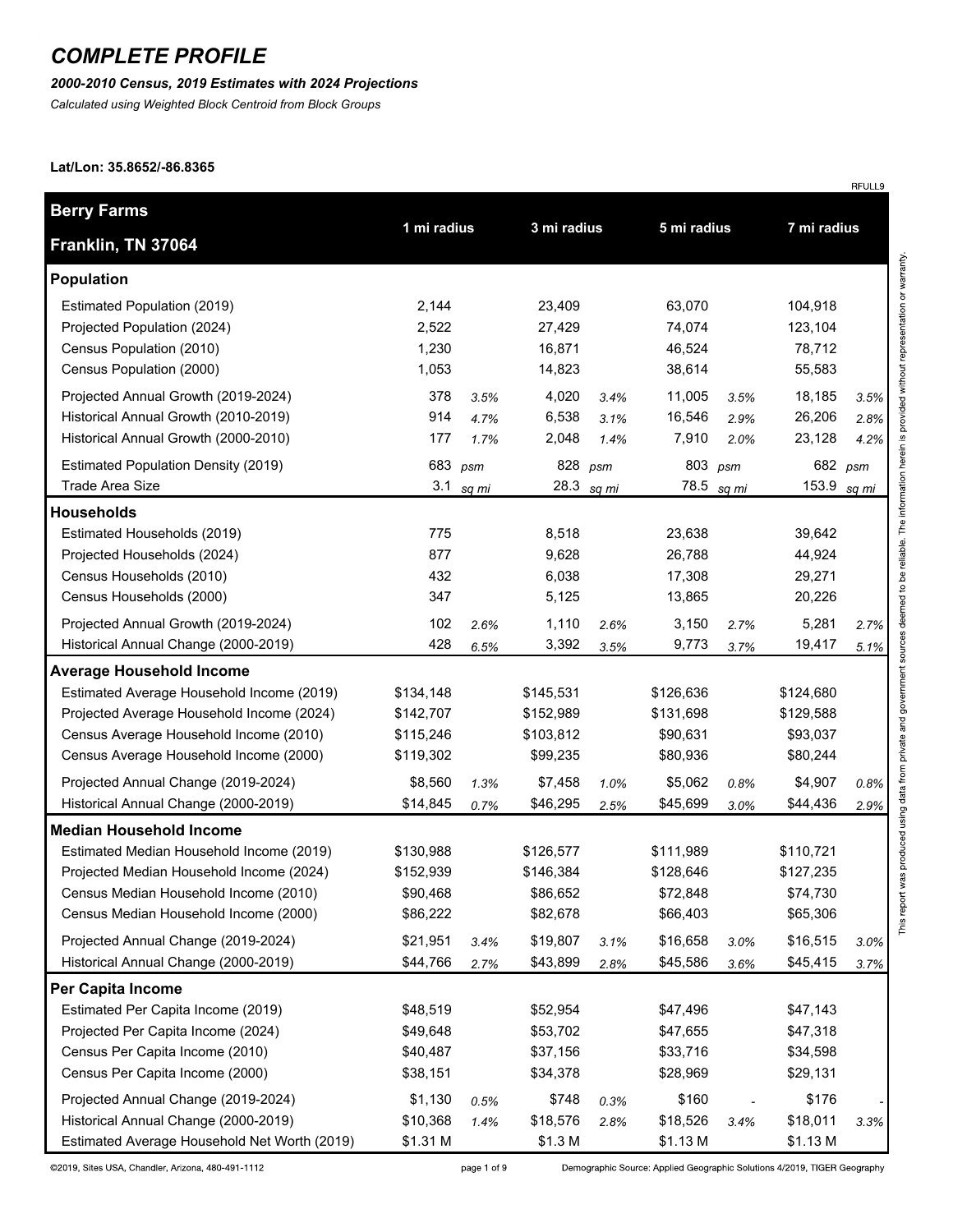# COMPLETE PROFILE

***2000-2010 Census, 2019 Estimates with 2024 Projections***

*Calculated using Weighted Block Centroid from Block Groups*

**Lat/Lon: 35.8652/-86.8365**

RFULL9

| **Berry Farms**<br>**Franklin, TN 37064** | 1 mi radius | | 3 mi radius | | 5 mi radius | | 7 mi radius | |
|---|---|---|---|---|---|---|---|---|
| **Population** | | | | | | | | |
| Estimated Population (2019) | 2,144 | | 23,409 | | 63,070 | | 104,918 | |
| Projected Population (2024) | 2,522 | | 27,429 | | 74,074 | | 123,104 | |
| Census Population (2010) | 1,230 | | 16,871 | | 46,524 | | 78,712 | |
| Census Population (2000) | 1,053 | | 14,823 | | 38,614 | | 55,583 | |
| Projected Annual Growth (2019-2024) | 378 | *3.5%* | 4,020 | *3.4%* | 11,005 | *3.5%* | 18,185 | *3.5%* |
| Historical Annual Growth (2010-2019) | 914 | *4.7%* | 6,538 | *3.1%* | 16,546 | *2.9%* | 26,206 | *2.8%* |
| Historical Annual Growth (2000-2010) | 177 | *1.7%* | 2,048 | *1.4%* | 7,910 | *2.0%* | 23,128 | *4.2%* |
| Estimated Population Density (2019) | 683 | *psm* | 828 | *psm* | 803 | *psm* | 682 | *psm* |
| Trade Area Size | 3.1 | *sq mi* | 28.3 | *sq mi* | 78.5 | *sq mi* | 153.9 | *sq mi* |
| **Households** | | | | | | | | |
| Estimated Households (2019) | 775 | | 8,518 | | 23,638 | | 39,642 | |
| Projected Households (2024) | 877 | | 9,628 | | 26,788 | | 44,924 | |
| Census Households (2010) | 432 | | 6,038 | | 17,308 | | 29,271 | |
| Census Households (2000) | 347 | | 5,125 | | 13,865 | | 20,226 | |
| Projected Annual Growth (2019-2024) | 102 | *2.6%* | 1,110 | *2.6%* | 3,150 | *2.7%* | 5,281 | *2.7%* |
| Historical Annual Change (2000-2019) | 428 | *6.5%* | 3,392 | *3.5%* | 9,773 | *3.7%* | 19,417 | *5.1%* |
| **Average Household Income** | | | | | | | | |
| Estimated Average Household Income (2019) | $134,148 | | $145,531 | | $126,636 | | $124,680 | |
| Projected Average Household Income (2024) | $142,707 | | $152,989 | | $131,698 | | $129,588 | |
| Census Average Household Income (2010) | $115,246 | | $103,812 | | $90,631 | | $93,037 | |
| Census Average Household Income (2000) | $119,302 | | $99,235 | | $80,936 | | $80,244 | |
| Projected Annual Change (2019-2024) | $8,560 | *1.3%* | $7,458 | *1.0%* | $5,062 | *0.8%* | $4,907 | *0.8%* |
| Historical Annual Change (2000-2019) | $14,845 | *0.7%* | $46,295 | *2.5%* | $45,699 | *3.0%* | $44,436 | *2.9%* |
| **Median Household Income** | | | | | | | | |
| Estimated Median Household Income (2019) | $130,988 | | $126,577 | | $111,989 | | $110,721 | |
| Projected Median Household Income (2024) | $152,939 | | $146,384 | | $128,646 | | $127,235 | |
| Census Median Household Income (2010) | $90,468 | | $86,652 | | $72,848 | | $74,730 | |
| Census Median Household Income (2000) | $86,222 | | $82,678 | | $66,403 | | $65,306 | |
| Projected Annual Change (2019-2024) | $21,951 | *3.4%* | $19,807 | *3.1%* | $16,658 | *3.0%* | $16,515 | *3.0%* |
| Historical Annual Change (2000-2019) | $44,766 | *2.7%* | $43,899 | *2.8%* | $45,586 | *3.6%* | $45,415 | *3.7%* |
| **Per Capita Income** | | | | | | | | |
| Estimated Per Capita Income (2019) | $48,519 | | $52,954 | | $47,496 | | $47,143 | |
| Projected Per Capita Income (2024) | $49,648 | | $53,702 | | $47,655 | | $47,318 | |
| Census Per Capita Income (2010) | $40,487 | | $37,156 | | $33,716 | | $34,598 | |
| Census Per Capita Income (2000) | $38,151 | | $34,378 | | $28,969 | | $29,131 | |
| Projected Annual Change (2019-2024) | $1,130 | *0.5%* | $748 | *0.3%* | $160 | - | $176 | - |
| Historical Annual Change (2000-2019) | $10,368 | *1.4%* | $18,576 | *2.8%* | $18,526 | *3.4%* | $18,011 | *3.3%* |
| Estimated Average Household Net Worth (2019) | $1.31 M | | $1.3 M | | $1.13 M | | $1.13 M | |

This report was produced using data from private and government sources deemed to be reliable. The information herein is provided without representation or warranty.

©2019, Sites USA, Chandler, Arizona, 480-491-1112

Demographic Source: Applied Geographic Solutions 4/2019, TIGER Geography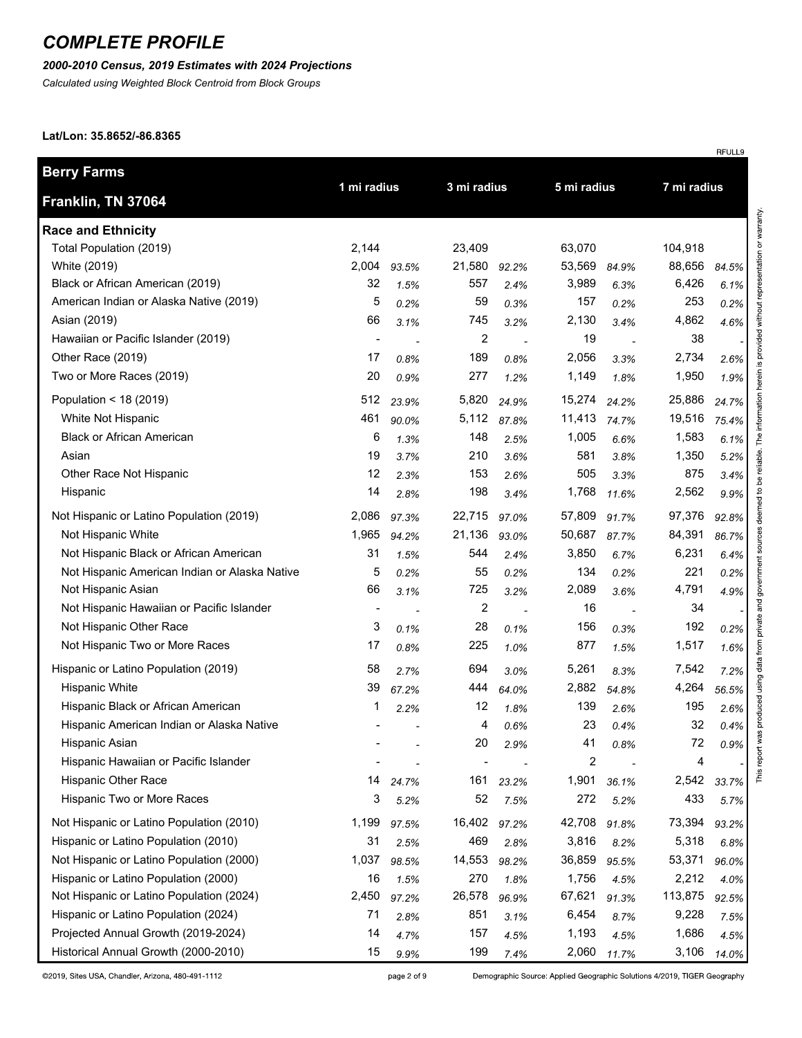# COMPLETE PROFILE

***2000-2010 Census, 2019 Estimates with 2024 Projections***

*Calculated using Weighted Block Centroid from Block Groups*

**Lat/Lon: 35.8652/-86.8365**

RFULL9

| **Berry Farms** **Franklin, TN 37064** | 1 mi radius | | 3 mi radius | | 5 mi radius | | 7 mi radius | |
|---|---|---|---|---|---|---|---|---|
| **Race and Ethnicity** | | | | | | | | |
| Total Population (2019) | 2,144 | | 23,409 | | 63,070 | | 104,918 | |
| White (2019) | 2,004 | *93.5%* | 21,580 | *92.2%* | 53,569 | *84.9%* | 88,656 | *84.5%* |
| Black or African American (2019) | 32 | *1.5%* | 557 | *2.4%* | 3,989 | *6.3%* | 6,426 | *6.1%* |
| American Indian or Alaska Native (2019) | 5 | *0.2%* | 59 | *0.3%* | 157 | *0.2%* | 253 | *0.2%* |
| Asian (2019) | 66 | *3.1%* | 745 | *3.2%* | 2,130 | *3.4%* | 4,862 | *4.6%* |
| Hawaiian or Pacific Islander (2019) | - | - | 2 | - | 19 | - | 38 | - |
| Other Race (2019) | 17 | *0.8%* | 189 | *0.8%* | 2,056 | *3.3%* | 2,734 | *2.6%* |
| Two or More Races (2019) | 20 | *0.9%* | 277 | *1.2%* | 1,149 | *1.8%* | 1,950 | *1.9%* |
| Population < 18 (2019) | 512 | *23.9%* | 5,820 | *24.9%* | 15,274 | *24.2%* | 25,886 | *24.7%* |
| White Not Hispanic | 461 | *90.0%* | 5,112 | *87.8%* | 11,413 | *74.7%* | 19,516 | *75.4%* |
| Black or African American | 6 | *1.3%* | 148 | *2.5%* | 1,005 | *6.6%* | 1,583 | *6.1%* |
| Asian | 19 | *3.7%* | 210 | *3.6%* | 581 | *3.8%* | 1,350 | *5.2%* |
| Other Race Not Hispanic | 12 | *2.3%* | 153 | *2.6%* | 505 | *3.3%* | 875 | *3.4%* |
| Hispanic | 14 | *2.8%* | 198 | *3.4%* | 1,768 | *11.6%* | 2,562 | *9.9%* |
| Not Hispanic or Latino Population (2019) | 2,086 | *97.3%* | 22,715 | *97.0%* | 57,809 | *91.7%* | 97,376 | *92.8%* |
| Not Hispanic White | 1,965 | *94.2%* | 21,136 | *93.0%* | 50,687 | *87.7%* | 84,391 | *86.7%* |
| Not Hispanic Black or African American | 31 | *1.5%* | 544 | *2.4%* | 3,850 | *6.7%* | 6,231 | *6.4%* |
| Not Hispanic American Indian or Alaska Native | 5 | *0.2%* | 55 | *0.2%* | 134 | *0.2%* | 221 | *0.2%* |
| Not Hispanic Asian | 66 | *3.1%* | 725 | *3.2%* | 2,089 | *3.6%* | 4,791 | *4.9%* |
| Not Hispanic Hawaiian or Pacific Islander | - | - | 2 | - | 16 | - | 34 | - |
| Not Hispanic Other Race | 3 | *0.1%* | 28 | *0.1%* | 156 | *0.3%* | 192 | *0.2%* |
| Not Hispanic Two or More Races | 17 | *0.8%* | 225 | *1.0%* | 877 | *1.5%* | 1,517 | *1.6%* |
| Hispanic or Latino Population (2019) | 58 | *2.7%* | 694 | *3.0%* | 5,261 | *8.3%* | 7,542 | *7.2%* |
| Hispanic White | 39 | *67.2%* | 444 | *64.0%* | 2,882 | *54.8%* | 4,264 | *56.5%* |
| Hispanic Black or African American | 1 | *2.2%* | 12 | *1.8%* | 139 | *2.6%* | 195 | *2.6%* |
| Hispanic American Indian or Alaska Native | - | - | 4 | *0.6%* | 23 | *0.4%* | 32 | *0.4%* |
| Hispanic Asian | - | - | 20 | *2.9%* | 41 | *0.8%* | 72 | *0.9%* |
| Hispanic Hawaiian or Pacific Islander | - | - | - | - | 2 | - | 4 | - |
| Hispanic Other Race | 14 | *24.7%* | 161 | *23.2%* | 1,901 | *36.1%* | 2,542 | *33.7%* |
| Hispanic Two or More Races | 3 | *5.2%* | 52 | *7.5%* | 272 | *5.2%* | 433 | *5.7%* |
| Not Hispanic or Latino Population (2010) | 1,199 | *97.5%* | 16,402 | *97.2%* | 42,708 | *91.8%* | 73,394 | *93.2%* |
| Hispanic or Latino Population (2010) | 31 | *2.5%* | 469 | *2.8%* | 3,816 | *8.2%* | 5,318 | *6.8%* |
| Not Hispanic or Latino Population (2000) | 1,037 | *98.5%* | 14,553 | *98.2%* | 36,859 | *95.5%* | 53,371 | *96.0%* |
| Hispanic or Latino Population (2000) | 16 | *1.5%* | 270 | *1.8%* | 1,756 | *4.5%* | 2,212 | *4.0%* |
| Not Hispanic or Latino Population (2024) | 2,450 | *97.2%* | 26,578 | *96.9%* | 67,621 | *91.3%* | 113,875 | *92.5%* |
| Hispanic or Latino Population (2024) | 71 | *2.8%* | 851 | *3.1%* | 6,454 | *8.7%* | 9,228 | *7.5%* |
| Projected Annual Growth (2019-2024) | 14 | *4.7%* | 157 | *4.5%* | 1,193 | *4.5%* | 1,686 | *4.5%* |
| Historical Annual Growth (2000-2010) | 15 | *9.9%* | 199 | *7.4%* | 2,060 | *11.7%* | 3,106 | *14.0%* |

This report was produced using data from private and government sources deemed to be reliable. The information herein is provided without representation or warranty.

©2019, Sites USA, Chandler, Arizona, 480-491-1112

Demographic Source: Applied Geographic Solutions 4/2019, TIGER Geography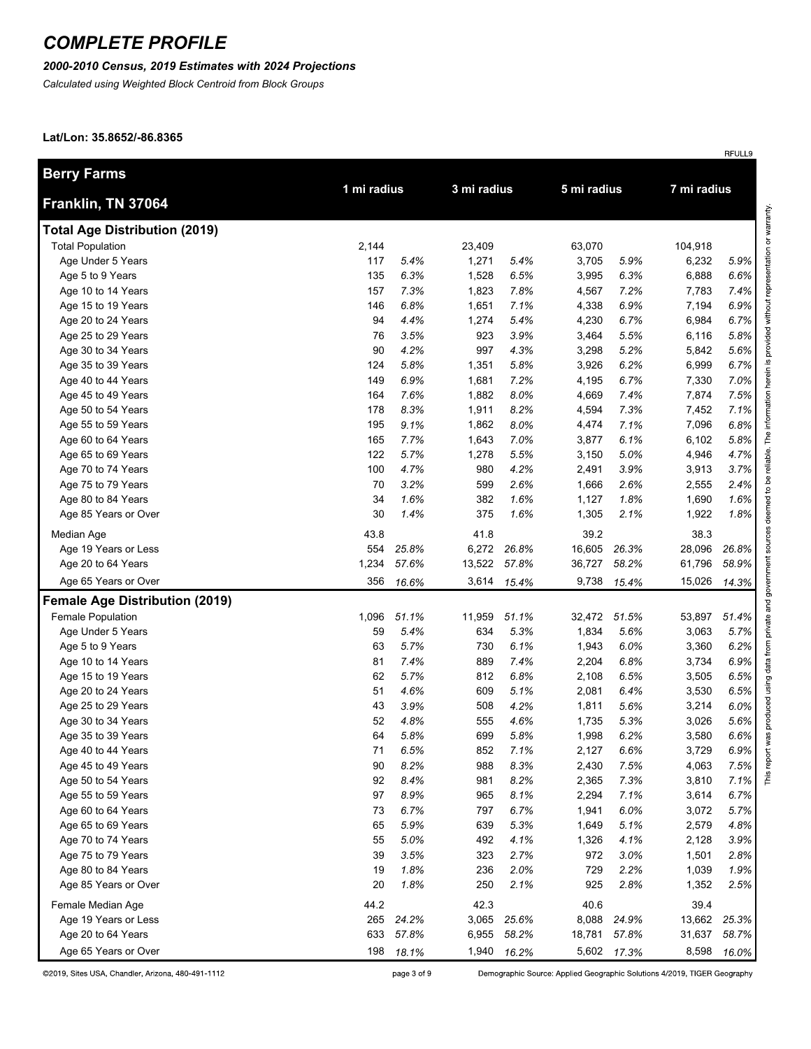# COMPLETE PROFILE

***2000-2010 Census, 2019 Estimates with 2024 Projections***

*Calculated using Weighted Block Centroid from Block Groups*

**Lat/Lon: 35.8652/-86.8365**

RFULL9

| **Berry Farms** **Franklin, TN 37064** | 1 mi radius | | 3 mi radius | | 5 mi radius | | 7 mi radius | |
|---|---|---|---|---|---|---|---|---|
| **Total Age Distribution (2019)** | | | | | | | | |
| Total Population | 2,144 | | 23,409 | | 63,070 | | 104,918 | |
| Age Under 5 Years | 117 | *5.4%* | 1,271 | *5.4%* | 3,705 | *5.9%* | 6,232 | *5.9%* |
| Age 5 to 9 Years | 135 | *6.3%* | 1,528 | *6.5%* | 3,995 | *6.3%* | 6,888 | *6.6%* |
| Age 10 to 14 Years | 157 | *7.3%* | 1,823 | *7.8%* | 4,567 | *7.2%* | 7,783 | *7.4%* |
| Age 15 to 19 Years | 146 | *6.8%* | 1,651 | *7.1%* | 4,338 | *6.9%* | 7,194 | *6.9%* |
| Age 20 to 24 Years | 94 | *4.4%* | 1,274 | *5.4%* | 4,230 | *6.7%* | 6,984 | *6.7%* |
| Age 25 to 29 Years | 76 | *3.5%* | 923 | *3.9%* | 3,464 | *5.5%* | 6,116 | *5.8%* |
| Age 30 to 34 Years | 90 | *4.2%* | 997 | *4.3%* | 3,298 | *5.2%* | 5,842 | *5.6%* |
| Age 35 to 39 Years | 124 | *5.8%* | 1,351 | *5.8%* | 3,926 | *6.2%* | 6,999 | *6.7%* |
| Age 40 to 44 Years | 149 | *6.9%* | 1,681 | *7.2%* | 4,195 | *6.7%* | 7,330 | *7.0%* |
| Age 45 to 49 Years | 164 | *7.6%* | 1,882 | *8.0%* | 4,669 | *7.4%* | 7,874 | *7.5%* |
| Age 50 to 54 Years | 178 | *8.3%* | 1,911 | *8.2%* | 4,594 | *7.3%* | 7,452 | *7.1%* |
| Age 55 to 59 Years | 195 | *9.1%* | 1,862 | *8.0%* | 4,474 | *7.1%* | 7,096 | *6.8%* |
| Age 60 to 64 Years | 165 | *7.7%* | 1,643 | *7.0%* | 3,877 | *6.1%* | 6,102 | *5.8%* |
| Age 65 to 69 Years | 122 | *5.7%* | 1,278 | *5.5%* | 3,150 | *5.0%* | 4,946 | *4.7%* |
| Age 70 to 74 Years | 100 | *4.7%* | 980 | *4.2%* | 2,491 | *3.9%* | 3,913 | *3.7%* |
| Age 75 to 79 Years | 70 | *3.2%* | 599 | *2.6%* | 1,666 | *2.6%* | 2,555 | *2.4%* |
| Age 80 to 84 Years | 34 | *1.6%* | 382 | *1.6%* | 1,127 | *1.8%* | 1,690 | *1.6%* |
| Age 85 Years or Over | 30 | *1.4%* | 375 | *1.6%* | 1,305 | *2.1%* | 1,922 | *1.8%* |
| Median Age | 43.8 | | 41.8 | | 39.2 | | 38.3 | |
| Age 19 Years or Less | 554 | *25.8%* | 6,272 | *26.8%* | 16,605 | *26.3%* | 28,096 | *26.8%* |
| Age 20 to 64 Years | 1,234 | *57.6%* | 13,522 | *57.8%* | 36,727 | *58.2%* | 61,796 | *58.9%* |
| Age 65 Years or Over | 356 | *16.6%* | 3,614 | *15.4%* | 9,738 | *15.4%* | 15,026 | *14.3%* |
| **Female Age Distribution (2019)** | | | | | | | | |
| Female Population | 1,096 | *51.1%* | 11,959 | *51.1%* | 32,472 | *51.5%* | 53,897 | *51.4%* |
| Age Under 5 Years | 59 | *5.4%* | 634 | *5.3%* | 1,834 | *5.6%* | 3,063 | *5.7%* |
| Age 5 to 9 Years | 63 | *5.7%* | 730 | *6.1%* | 1,943 | *6.0%* | 3,360 | *6.2%* |
| Age 10 to 14 Years | 81 | *7.4%* | 889 | *7.4%* | 2,204 | *6.8%* | 3,734 | *6.9%* |
| Age 15 to 19 Years | 62 | *5.7%* | 812 | *6.8%* | 2,108 | *6.5%* | 3,505 | *6.5%* |
| Age 20 to 24 Years | 51 | *4.6%* | 609 | *5.1%* | 2,081 | *6.4%* | 3,530 | *6.5%* |
| Age 25 to 29 Years | 43 | *3.9%* | 508 | *4.2%* | 1,811 | *5.6%* | 3,214 | *6.0%* |
| Age 30 to 34 Years | 52 | *4.8%* | 555 | *4.6%* | 1,735 | *5.3%* | 3,026 | *5.6%* |
| Age 35 to 39 Years | 64 | *5.8%* | 699 | *5.8%* | 1,998 | *6.2%* | 3,580 | *6.6%* |
| Age 40 to 44 Years | 71 | *6.5%* | 852 | *7.1%* | 2,127 | *6.6%* | 3,729 | *6.9%* |
| Age 45 to 49 Years | 90 | *8.2%* | 988 | *8.3%* | 2,430 | *7.5%* | 4,063 | *7.5%* |
| Age 50 to 54 Years | 92 | *8.4%* | 981 | *8.2%* | 2,365 | *7.3%* | 3,810 | *7.1%* |
| Age 55 to 59 Years | 97 | *8.9%* | 965 | *8.1%* | 2,294 | *7.1%* | 3,614 | *6.7%* |
| Age 60 to 64 Years | 73 | *6.7%* | 797 | *6.7%* | 1,941 | *6.0%* | 3,072 | *5.7%* |
| Age 65 to 69 Years | 65 | *5.9%* | 639 | *5.3%* | 1,649 | *5.1%* | 2,579 | *4.8%* |
| Age 70 to 74 Years | 55 | *5.0%* | 492 | *4.1%* | 1,326 | *4.1%* | 2,128 | *3.9%* |
| Age 75 to 79 Years | 39 | *3.5%* | 323 | *2.7%* | 972 | *3.0%* | 1,501 | *2.8%* |
| Age 80 to 84 Years | 19 | *1.8%* | 236 | *2.0%* | 729 | *2.2%* | 1,039 | *1.9%* |
| Age 85 Years or Over | 20 | *1.8%* | 250 | *2.1%* | 925 | *2.8%* | 1,352 | *2.5%* |
| Female Median Age | 44.2 | | 42.3 | | 40.6 | | 39.4 | |
| Age 19 Years or Less | 265 | *24.2%* | 3,065 | *25.6%* | 8,088 | *24.9%* | 13,662 | *25.3%* |
| Age 20 to 64 Years | 633 | *57.8%* | 6,955 | *58.2%* | 18,781 | *57.8%* | 31,637 | *58.7%* |
| Age 65 Years or Over | 198 | *18.1%* | 1,940 | *16.2%* | 5,602 | *17.3%* | 8,598 | *16.0%* |

This report was produced using data from private and government sources deemed to be reliable. The information herein is provided without representation or warranty.

©2019, Sites USA, Chandler, Arizona, 480-491-1112

Demographic Source: Applied Geographic Solutions 4/2019, TIGER Geography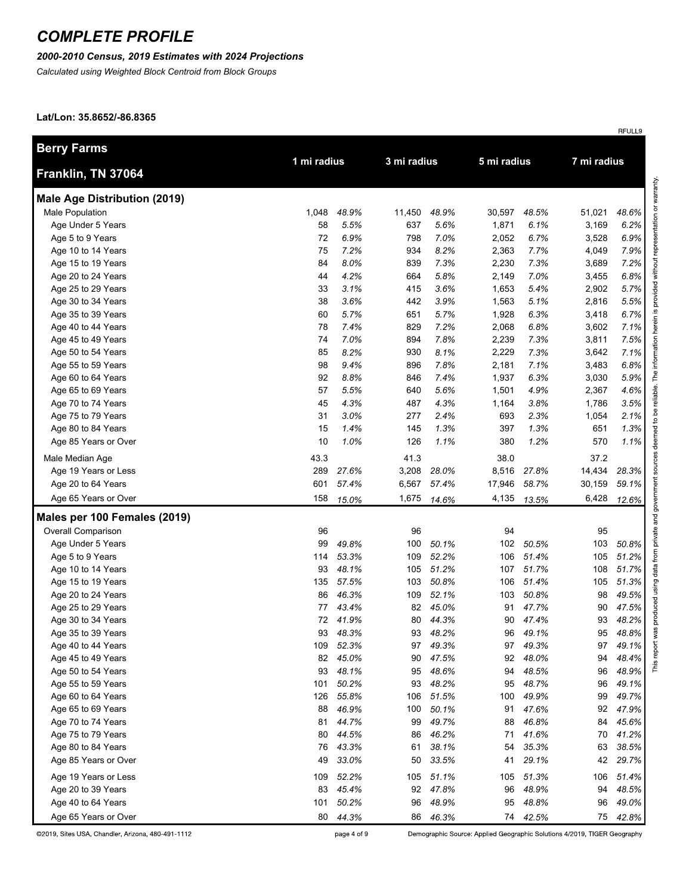# COMPLETE PROFILE

***2000-2010 Census, 2019 Estimates with 2024 Projections***

*Calculated using Weighted Block Centroid from Block Groups*

**Lat/Lon: 35.8652/-86.8365**

RFULL9

| **Berry Farms** **Franklin, TN 37064** | 1 mi radius | | 3 mi radius | | 5 mi radius | | 7 mi radius | |
|---|---|---|---|---|---|---|---|---|
| **Male Age Distribution (2019)** | | | | | | | | |
| Male Population | 1,048 | *48.9%* | 11,450 | *48.9%* | 30,597 | *48.5%* | 51,021 | *48.6%* |
| Age Under 5 Years | 58 | *5.5%* | 637 | *5.6%* | 1,871 | *6.1%* | 3,169 | *6.2%* |
| Age 5 to 9 Years | 72 | *6.9%* | 798 | *7.0%* | 2,052 | *6.7%* | 3,528 | *6.9%* |
| Age 10 to 14 Years | 75 | *7.2%* | 934 | *8.2%* | 2,363 | *7.7%* | 4,049 | *7.9%* |
| Age 15 to 19 Years | 84 | *8.0%* | 839 | *7.3%* | 2,230 | *7.3%* | 3,689 | *7.2%* |
| Age 20 to 24 Years | 44 | *4.2%* | 664 | *5.8%* | 2,149 | *7.0%* | 3,455 | *6.8%* |
| Age 25 to 29 Years | 33 | *3.1%* | 415 | *3.6%* | 1,653 | *5.4%* | 2,902 | *5.7%* |
| Age 30 to 34 Years | 38 | *3.6%* | 442 | *3.9%* | 1,563 | *5.1%* | 2,816 | *5.5%* |
| Age 35 to 39 Years | 60 | *5.7%* | 651 | *5.7%* | 1,928 | *6.3%* | 3,418 | *6.7%* |
| Age 40 to 44 Years | 78 | *7.4%* | 829 | *7.2%* | 2,068 | *6.8%* | 3,602 | *7.1%* |
| Age 45 to 49 Years | 74 | *7.0%* | 894 | *7.8%* | 2,239 | *7.3%* | 3,811 | *7.5%* |
| Age 50 to 54 Years | 85 | *8.2%* | 930 | *8.1%* | 2,229 | *7.3%* | 3,642 | *7.1%* |
| Age 55 to 59 Years | 98 | *9.4%* | 896 | *7.8%* | 2,181 | *7.1%* | 3,483 | *6.8%* |
| Age 60 to 64 Years | 92 | *8.8%* | 846 | *7.4%* | 1,937 | *6.3%* | 3,030 | *5.9%* |
| Age 65 to 69 Years | 57 | *5.5%* | 640 | *5.6%* | 1,501 | *4.9%* | 2,367 | *4.6%* |
| Age 70 to 74 Years | 45 | *4.3%* | 487 | *4.3%* | 1,164 | *3.8%* | 1,786 | *3.5%* |
| Age 75 to 79 Years | 31 | *3.0%* | 277 | *2.4%* | 693 | *2.3%* | 1,054 | *2.1%* |
| Age 80 to 84 Years | 15 | *1.4%* | 145 | *1.3%* | 397 | *1.3%* | 651 | *1.3%* |
| Age 85 Years or Over | 10 | *1.0%* | 126 | *1.1%* | 380 | *1.2%* | 570 | *1.1%* |
| Male Median Age | 43.3 | | 41.3 | | 38.0 | | 37.2 | |
| Age 19 Years or Less | 289 | *27.6%* | 3,208 | *28.0%* | 8,516 | *27.8%* | 14,434 | *28.3%* |
| Age 20 to 64 Years | 601 | *57.4%* | 6,567 | *57.4%* | 17,946 | *58.7%* | 30,159 | *59.1%* |
| Age 65 Years or Over | 158 | *15.0%* | 1,675 | *14.6%* | 4,135 | *13.5%* | 6,428 | *12.6%* |
| **Males per 100 Females (2019)** | | | | | | | | |
| Overall Comparison | 96 | | 96 | | 94 | | 95 | |
| Age Under 5 Years | 99 | *49.8%* | 100 | *50.1%* | 102 | *50.5%* | 103 | *50.8%* |
| Age 5 to 9 Years | 114 | *53.3%* | 109 | *52.2%* | 106 | *51.4%* | 105 | *51.2%* |
| Age 10 to 14 Years | 93 | *48.1%* | 105 | *51.2%* | 107 | *51.7%* | 108 | *51.7%* |
| Age 15 to 19 Years | 135 | *57.5%* | 103 | *50.8%* | 106 | *51.4%* | 105 | *51.3%* |
| Age 20 to 24 Years | 86 | *46.3%* | 109 | *52.1%* | 103 | *50.8%* | 98 | *49.5%* |
| Age 25 to 29 Years | 77 | *43.4%* | 82 | *45.0%* | 91 | *47.7%* | 90 | *47.5%* |
| Age 30 to 34 Years | 72 | *41.9%* | 80 | *44.3%* | 90 | *47.4%* | 93 | *48.2%* |
| Age 35 to 39 Years | 93 | *48.3%* | 93 | *48.2%* | 96 | *49.1%* | 95 | *48.8%* |
| Age 40 to 44 Years | 109 | *52.3%* | 97 | *49.3%* | 97 | *49.3%* | 97 | *49.1%* |
| Age 45 to 49 Years | 82 | *45.0%* | 90 | *47.5%* | 92 | *48.0%* | 94 | *48.4%* |
| Age 50 to 54 Years | 93 | *48.1%* | 95 | *48.6%* | 94 | *48.5%* | 96 | *48.9%* |
| Age 55 to 59 Years | 101 | *50.2%* | 93 | *48.2%* | 95 | *48.7%* | 96 | *49.1%* |
| Age 60 to 64 Years | 126 | *55.8%* | 106 | *51.5%* | 100 | *49.9%* | 99 | *49.7%* |
| Age 65 to 69 Years | 88 | *46.9%* | 100 | *50.1%* | 91 | *47.6%* | 92 | *47.9%* |
| Age 70 to 74 Years | 81 | *44.7%* | 99 | *49.7%* | 88 | *46.8%* | 84 | *45.6%* |
| Age 75 to 79 Years | 80 | *44.5%* | 86 | *46.2%* | 71 | *41.6%* | 70 | *41.2%* |
| Age 80 to 84 Years | 76 | *43.3%* | 61 | *38.1%* | 54 | *35.3%* | 63 | *38.5%* |
| Age 85 Years or Over | 49 | *33.0%* | 50 | *33.5%* | 41 | *29.1%* | 42 | *29.7%* |
| Age 19 Years or Less | 109 | *52.2%* | 105 | *51.1%* | 105 | *51.3%* | 106 | *51.4%* |
| Age 20 to 39 Years | 83 | *45.4%* | 92 | *47.8%* | 96 | *48.9%* | 94 | *48.5%* |
| Age 40 to 64 Years | 101 | *50.2%* | 96 | *48.9%* | 95 | *48.8%* | 96 | *49.0%* |
| Age 65 Years or Over | 80 | *44.3%* | 86 | *46.3%* | 74 | *42.5%* | 75 | *42.8%* |

This report was produced using data from private and government sources deemed to be reliable. The information herein is provided without representation or warranty.

©2019, Sites USA, Chandler, Arizona, 480-491-1112

Demographic Source: Applied Geographic Solutions 4/2019, TIGER Geography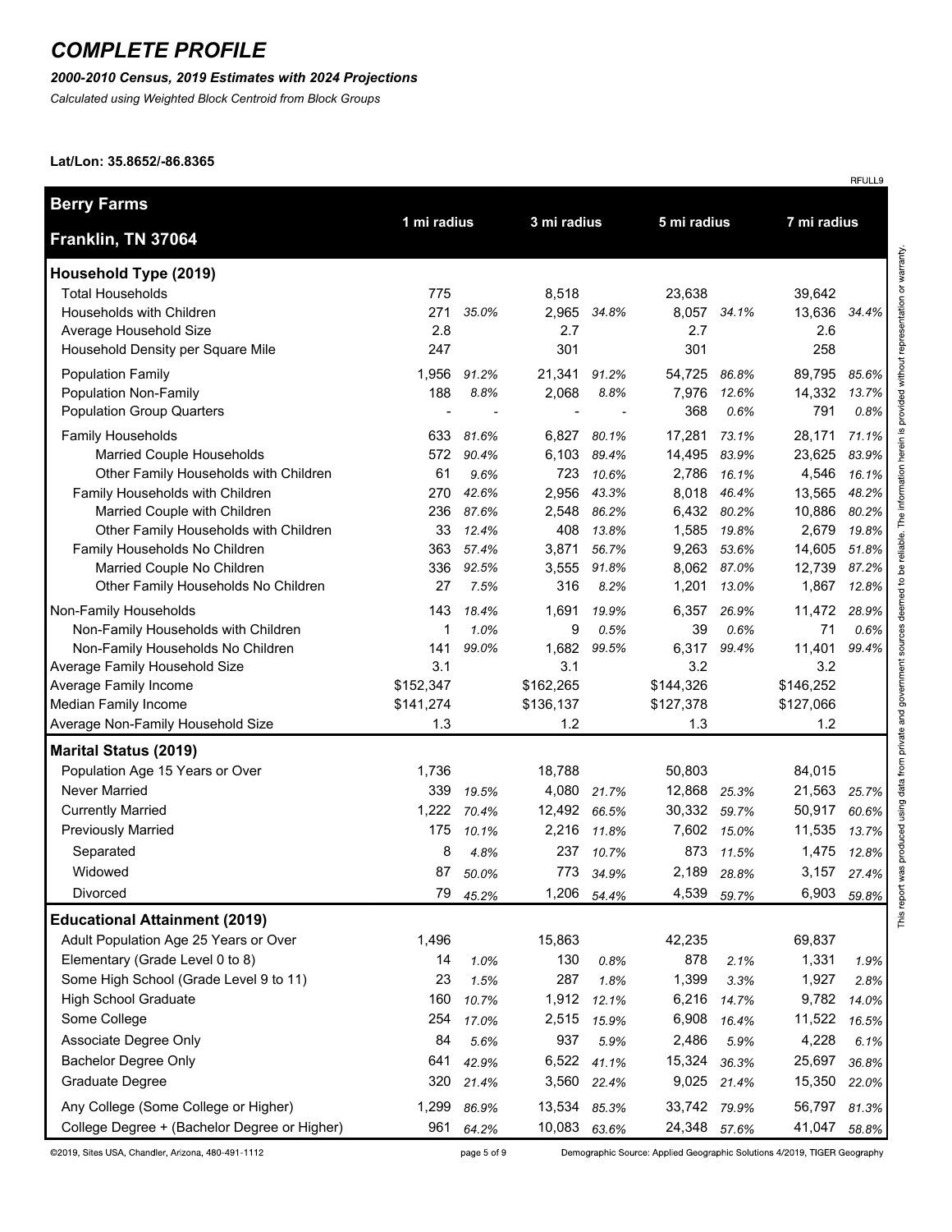# COMPLETE PROFILE

***2000-2010 Census, 2019 Estimates with 2024 Projections***

*Calculated using Weighted Block Centroid from Block Groups*

**Lat/Lon: 35.8652/-86.8365**

RFULL9

| **Berry Farms** **Franklin, TN 37064** | 1 mi radius | | 3 mi radius | | 5 mi radius | | 7 mi radius | |
|---|---|---|---|---|---|---|---|---|
| **Household Type (2019)** | | | | | | | | |
| Total Households | 775 | | 8,518 | | 23,638 | | 39,642 | |
| Households with Children | 271 | *35.0%* | 2,965 | *34.8%* | 8,057 | *34.1%* | 13,636 | *34.4%* |
| Average Household Size | 2.8 | | 2.7 | | 2.7 | | 2.6 | |
| Household Density per Square Mile | 247 | | 301 | | 301 | | 258 | |
| Population Family | 1,956 | *91.2%* | 21,341 | *91.2%* | 54,725 | *86.8%* | 89,795 | *85.6%* |
| Population Non-Family | 188 | *8.8%* | 2,068 | *8.8%* | 7,976 | *12.6%* | 14,332 | *13.7%* |
| Population Group Quarters | - | - | - | - | 368 | *0.6%* | 791 | *0.8%* |
| Family Households | 633 | *81.6%* | 6,827 | *80.1%* | 17,281 | *73.1%* | 28,171 | *71.1%* |
| Married Couple Households | 572 | *90.4%* | 6,103 | *89.4%* | 14,495 | *83.9%* | 23,625 | *83.9%* |
| Other Family Households with Children | 61 | *9.6%* | 723 | *10.6%* | 2,786 | *16.1%* | 4,546 | *16.1%* |
| Family Households with Children | 270 | *42.6%* | 2,956 | *43.3%* | 8,018 | *46.4%* | 13,565 | *48.2%* |
| Married Couple with Children | 236 | *87.6%* | 2,548 | *86.2%* | 6,432 | *80.2%* | 10,886 | *80.2%* |
| Other Family Households with Children | 33 | *12.4%* | 408 | *13.8%* | 1,585 | *19.8%* | 2,679 | *19.8%* |
| Family Households No Children | 363 | *57.4%* | 3,871 | *56.7%* | 9,263 | *53.6%* | 14,605 | *51.8%* |
| Married Couple No Children | 336 | *92.5%* | 3,555 | *91.8%* | 8,062 | *87.0%* | 12,739 | *87.2%* |
| Other Family Households No Children | 27 | *7.5%* | 316 | *8.2%* | 1,201 | *13.0%* | 1,867 | *12.8%* |
| Non-Family Households | 143 | *18.4%* | 1,691 | *19.9%* | 6,357 | *26.9%* | 11,472 | *28.9%* |
| Non-Family Households with Children | 1 | *1.0%* | 9 | *0.5%* | 39 | *0.6%* | 71 | *0.6%* |
| Non-Family Households No Children | 141 | *99.0%* | 1,682 | *99.5%* | 6,317 | *99.4%* | 11,401 | *99.4%* |
| Average Family Household Size | 3.1 | | 3.1 | | 3.2 | | 3.2 | |
| Average Family Income | $152,347 | | $162,265 | | $144,326 | | $146,252 | |
| Median Family Income | $141,274 | | $136,137 | | $127,378 | | $127,066 | |
| Average Non-Family Household Size | 1.3 | | 1.2 | | 1.3 | | 1.2 | |
| **Marital Status (2019)** | | | | | | | | |
| Population Age 15 Years or Over | 1,736 | | 18,788 | | 50,803 | | 84,015 | |
| Never Married | 339 | *19.5%* | 4,080 | *21.7%* | 12,868 | *25.3%* | 21,563 | *25.7%* |
| Currently Married | 1,222 | *70.4%* | 12,492 | *66.5%* | 30,332 | *59.7%* | 50,917 | *60.6%* |
| Previously Married | 175 | *10.1%* | 2,216 | *11.8%* | 7,602 | *15.0%* | 11,535 | *13.7%* |
| Separated | 8 | *4.8%* | 237 | *10.7%* | 873 | *11.5%* | 1,475 | *12.8%* |
| Widowed | 87 | *50.0%* | 773 | *34.9%* | 2,189 | *28.8%* | 3,157 | *27.4%* |
| Divorced | 79 | *45.2%* | 1,206 | *54.4%* | 4,539 | *59.7%* | 6,903 | *59.8%* |
| **Educational Attainment (2019)** | | | | | | | | |
| Adult Population Age 25 Years or Over | 1,496 | | 15,863 | | 42,235 | | 69,837 | |
| Elementary (Grade Level 0 to 8) | 14 | *1.0%* | 130 | *0.8%* | 878 | *2.1%* | 1,331 | *1.9%* |
| Some High School (Grade Level 9 to 11) | 23 | *1.5%* | 287 | *1.8%* | 1,399 | *3.3%* | 1,927 | *2.8%* |
| High School Graduate | 160 | *10.7%* | 1,912 | *12.1%* | 6,216 | *14.7%* | 9,782 | *14.0%* |
| Some College | 254 | *17.0%* | 2,515 | *15.9%* | 6,908 | *16.4%* | 11,522 | *16.5%* |
| Associate Degree Only | 84 | *5.6%* | 937 | *5.9%* | 2,486 | *5.9%* | 4,228 | *6.1%* |
| Bachelor Degree Only | 641 | *42.9%* | 6,522 | *41.1%* | 15,324 | *36.3%* | 25,697 | *36.8%* |
| Graduate Degree | 320 | *21.4%* | 3,560 | *22.4%* | 9,025 | *21.4%* | 15,350 | *22.0%* |
| Any College (Some College or Higher) | 1,299 | *86.9%* | 13,534 | *85.3%* | 33,742 | *79.9%* | 56,797 | *81.3%* |
| College Degree + (Bachelor Degree or Higher) | 961 | *64.2%* | 10,083 | *63.6%* | 24,348 | *57.6%* | 41,047 | *58.8%* |

This report was produced using data from private and government sources deemed to be reliable. The information herein is provided without representation or warranty.

©2019, Sites USA, Chandler, Arizona, 480-491-1112

Demographic Source: Applied Geographic Solutions 4/2019, TIGER Geography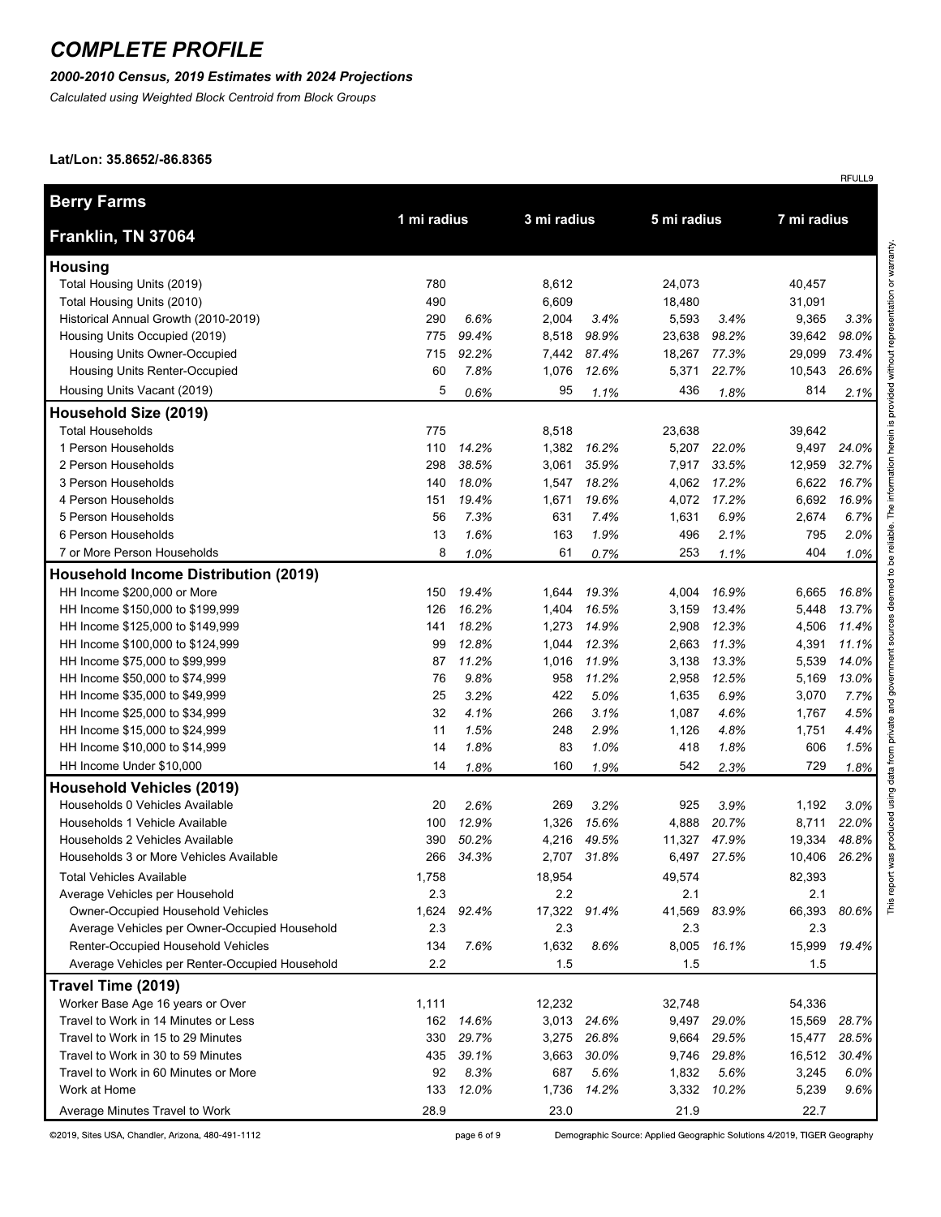# COMPLETE PROFILE

***2000-2010 Census, 2019 Estimates with 2024 Projections***

*Calculated using Weighted Block Centroid from Block Groups*

**Lat/Lon: 35.8652/-86.8365**

RFULL9

| **Berry Farms** **Franklin, TN 37064** | 1 mi radius | | 3 mi radius | | 5 mi radius | | 7 mi radius | |
|---|---|---|---|---|---|---|---|---|
| **Housing** | | | | | | | | |
| Total Housing Units (2019) | 780 | | 8,612 | | 24,073 | | 40,457 | |
| Total Housing Units (2010) | 490 | | 6,609 | | 18,480 | | 31,091 | |
| Historical Annual Growth (2010-2019) | 290 | *6.6%* | 2,004 | *3.4%* | 5,593 | *3.4%* | 9,365 | *3.3%* |
| Housing Units Occupied (2019) | 775 | *99.4%* | 8,518 | *98.9%* | 23,638 | *98.2%* | 39,642 | *98.0%* |
| Housing Units Owner-Occupied | 715 | *92.2%* | 7,442 | *87.4%* | 18,267 | *77.3%* | 29,099 | *73.4%* |
| Housing Units Renter-Occupied | 60 | *7.8%* | 1,076 | *12.6%* | 5,371 | *22.7%* | 10,543 | *26.6%* |
| Housing Units Vacant (2019) | 5 | *0.6%* | 95 | *1.1%* | 436 | *1.8%* | 814 | *2.1%* |
| **Household Size (2019)** | | | | | | | | |
| Total Households | 775 | | 8,518 | | 23,638 | | 39,642 | |
| 1 Person Households | 110 | *14.2%* | 1,382 | *16.2%* | 5,207 | *22.0%* | 9,497 | *24.0%* |
| 2 Person Households | 298 | *38.5%* | 3,061 | *35.9%* | 7,917 | *33.5%* | 12,959 | *32.7%* |
| 3 Person Households | 140 | *18.0%* | 1,547 | *18.2%* | 4,062 | *17.2%* | 6,622 | *16.7%* |
| 4 Person Households | 151 | *19.4%* | 1,671 | *19.6%* | 4,072 | *17.2%* | 6,692 | *16.9%* |
| 5 Person Households | 56 | *7.3%* | 631 | *7.4%* | 1,631 | *6.9%* | 2,674 | *6.7%* |
| 6 Person Households | 13 | *1.6%* | 163 | *1.9%* | 496 | *2.1%* | 795 | *2.0%* |
| 7 or More Person Households | 8 | *1.0%* | 61 | *0.7%* | 253 | *1.1%* | 404 | *1.0%* |
| **Household Income Distribution (2019)** | | | | | | | | |
| HH Income $200,000 or More | 150 | *19.4%* | 1,644 | *19.3%* | 4,004 | *16.9%* | 6,665 | *16.8%* |
| HH Income $150,000 to $199,999 | 126 | *16.2%* | 1,404 | *16.5%* | 3,159 | *13.4%* | 5,448 | *13.7%* |
| HH Income $125,000 to $149,999 | 141 | *18.2%* | 1,273 | *14.9%* | 2,908 | *12.3%* | 4,506 | *11.4%* |
| HH Income $100,000 to $124,999 | 99 | *12.8%* | 1,044 | *12.3%* | 2,663 | *11.3%* | 4,391 | *11.1%* |
| HH Income $75,000 to $99,999 | 87 | *11.2%* | 1,016 | *11.9%* | 3,138 | *13.3%* | 5,539 | *14.0%* |
| HH Income $50,000 to $74,999 | 76 | *9.8%* | 958 | *11.2%* | 2,958 | *12.5%* | 5,169 | *13.0%* |
| HH Income $35,000 to $49,999 | 25 | *3.2%* | 422 | *5.0%* | 1,635 | *6.9%* | 3,070 | *7.7%* |
| HH Income $25,000 to $34,999 | 32 | *4.1%* | 266 | *3.1%* | 1,087 | *4.6%* | 1,767 | *4.5%* |
| HH Income $15,000 to $24,999 | 11 | *1.5%* | 248 | *2.9%* | 1,126 | *4.8%* | 1,751 | *4.4%* |
| HH Income $10,000 to $14,999 | 14 | *1.8%* | 83 | *1.0%* | 418 | *1.8%* | 606 | *1.5%* |
| HH Income Under $10,000 | 14 | *1.8%* | 160 | *1.9%* | 542 | *2.3%* | 729 | *1.8%* |
| **Household Vehicles (2019)** | | | | | | | | |
| Households 0 Vehicles Available | 20 | *2.6%* | 269 | *3.2%* | 925 | *3.9%* | 1,192 | *3.0%* |
| Households 1 Vehicle Available | 100 | *12.9%* | 1,326 | *15.6%* | 4,888 | *20.7%* | 8,711 | *22.0%* |
| Households 2 Vehicles Available | 390 | *50.2%* | 4,216 | *49.5%* | 11,327 | *47.9%* | 19,334 | *48.8%* |
| Households 3 or More Vehicles Available | 266 | *34.3%* | 2,707 | *31.8%* | 6,497 | *27.5%* | 10,406 | *26.2%* |
| Total Vehicles Available | 1,758 | | 18,954 | | 49,574 | | 82,393 | |
| Average Vehicles per Household | 2.3 | | 2.2 | | 2.1 | | 2.1 | |
| Owner-Occupied Household Vehicles | 1,624 | *92.4%* | 17,322 | *91.4%* | 41,569 | *83.9%* | 66,393 | *80.6%* |
| Average Vehicles per Owner-Occupied Household | 2.3 | | 2.3 | | 2.3 | | 2.3 | |
| Renter-Occupied Household Vehicles | 134 | *7.6%* | 1,632 | *8.6%* | 8,005 | *16.1%* | 15,999 | *19.4%* |
| Average Vehicles per Renter-Occupied Household | 2.2 | | 1.5 | | 1.5 | | 1.5 | |
| **Travel Time (2019)** | | | | | | | | |
| Worker Base Age 16 years or Over | 1,111 | | 12,232 | | 32,748 | | 54,336 | |
| Travel to Work in 14 Minutes or Less | 162 | *14.6%* | 3,013 | *24.6%* | 9,497 | *29.0%* | 15,569 | *28.7%* |
| Travel to Work in 15 to 29 Minutes | 330 | *29.7%* | 3,275 | *26.8%* | 9,664 | *29.5%* | 15,477 | *28.5%* |
| Travel to Work in 30 to 59 Minutes | 435 | *39.1%* | 3,663 | *30.0%* | 9,746 | *29.8%* | 16,512 | *30.4%* |
| Travel to Work in 60 Minutes or More | 92 | *8.3%* | 687 | *5.6%* | 1,832 | *5.6%* | 3,245 | *6.0%* |
| Work at Home | 133 | *12.0%* | 1,736 | *14.2%* | 3,332 | *10.2%* | 5,239 | *9.6%* |
| Average Minutes Travel to Work | 28.9 | | 23.0 | | 21.9 | | 22.7 | |

This report was produced using data from private and government sources deemed to be reliable. The information herein is provided without representation or warranty.

©2019, Sites USA, Chandler, Arizona, 480-491-1112

Demographic Source: Applied Geographic Solutions 4/2019, TIGER Geography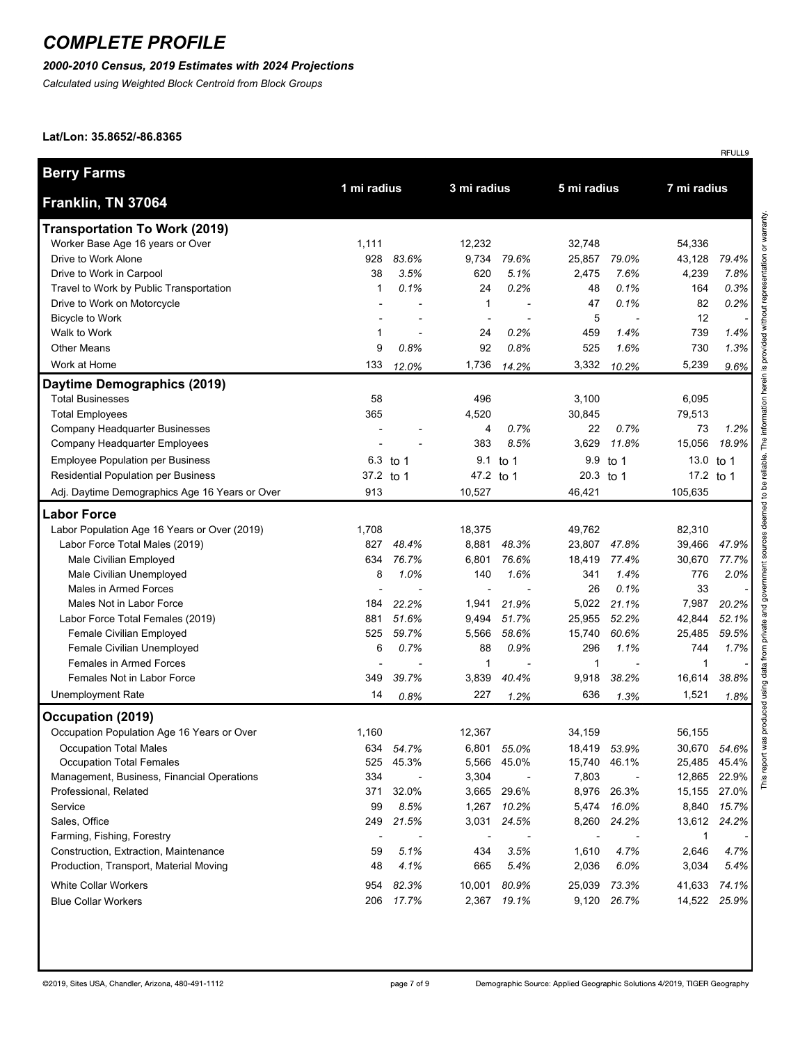# COMPLETE PROFILE

***2000-2010 Census, 2019 Estimates with 2024 Projections***

*Calculated using Weighted Block Centroid from Block Groups*

**Lat/Lon: 35.8652/-86.8365**

RFULL9

| **Berry Farms** Franklin, TN 37064 | 1 mi radius | | 3 mi radius | | 5 mi radius | | 7 mi radius | |
|---|---|---|---|---|---|---|---|---|
| **Transportation To Work (2019)** | | | | | | | | |
| Worker Base Age 16 years or Over | 1,111 | | 12,232 | | 32,748 | | 54,336 | |
| Drive to Work Alone | 928 | *83.6%* | 9,734 | *79.6%* | 25,857 | *79.0%* | 43,128 | *79.4%* |
| Drive to Work in Carpool | 38 | *3.5%* | 620 | *5.1%* | 2,475 | *7.6%* | 4,239 | *7.8%* |
| Travel to Work by Public Transportation | 1 | *0.1%* | 24 | *0.2%* | 48 | *0.1%* | 164 | *0.3%* |
| Drive to Work on Motorcycle | - | - | 1 | - | 47 | *0.1%* | 82 | *0.2%* |
| Bicycle to Work | - | - | - | - | 5 | - | 12 | - |
| Walk to Work | 1 | - | 24 | *0.2%* | 459 | *1.4%* | 739 | *1.4%* |
| Other Means | 9 | *0.8%* | 92 | *0.8%* | 525 | *1.6%* | 730 | *1.3%* |
| Work at Home | 133 | *12.0%* | 1,736 | *14.2%* | 3,332 | *10.2%* | 5,239 | *9.6%* |
| **Daytime Demographics (2019)** | | | | | | | | |
| Total Businesses | 58 | | 496 | | 3,100 | | 6,095 | |
| Total Employees | 365 | | 4,520 | | 30,845 | | 79,513 | |
| Company Headquarter Businesses | - | - | 4 | *0.7%* | 22 | *0.7%* | 73 | *1.2%* |
| Company Headquarter Employees | - | - | 383 | *8.5%* | 3,629 | *11.8%* | 15,056 | *18.9%* |
| Employee Population per Business | 6.3 | to 1 | 9.1 | to 1 | 9.9 | to 1 | 13.0 | to 1 |
| Residential Population per Business | 37.2 | to 1 | 47.2 | to 1 | 20.3 | to 1 | 17.2 | to 1 |
| Adj. Daytime Demographics Age 16 Years or Over | 913 | | 10,527 | | 46,421 | | 105,635 | |
| **Labor Force** | | | | | | | | |
| Labor Population Age 16 Years or Over (2019) | 1,708 | | 18,375 | | 49,762 | | 82,310 | |
| Labor Force Total Males (2019) | 827 | *48.4%* | 8,881 | *48.3%* | 23,807 | *47.8%* | 39,466 | *47.9%* |
| Male Civilian Employed | 634 | *76.7%* | 6,801 | *76.6%* | 18,419 | *77.4%* | 30,670 | *77.7%* |
| Male Civilian Unemployed | 8 | *1.0%* | 140 | *1.6%* | 341 | *1.4%* | 776 | *2.0%* |
| Males in Armed Forces | - | - | - | - | 26 | *0.1%* | 33 | - |
| Males Not in Labor Force | 184 | *22.2%* | 1,941 | *21.9%* | 5,022 | *21.1%* | 7,987 | *20.2%* |
| Labor Force Total Females (2019) | 881 | *51.6%* | 9,494 | *51.7%* | 25,955 | *52.2%* | 42,844 | *52.1%* |
| Female Civilian Employed | 525 | *59.7%* | 5,566 | *58.6%* | 15,740 | *60.6%* | 25,485 | *59.5%* |
| Female Civilian Unemployed | 6 | *0.7%* | 88 | *0.9%* | 296 | *1.1%* | 744 | *1.7%* |
| Females in Armed Forces | - | - | 1 | - | 1 | - | 1 | - |
| Females Not in Labor Force | 349 | *39.7%* | 3,839 | *40.4%* | 9,918 | *38.2%* | 16,614 | *38.8%* |
| Unemployment Rate | 14 | *0.8%* | 227 | *1.2%* | 636 | *1.3%* | 1,521 | *1.8%* |
| **Occupation (2019)** | | | | | | | | |
| Occupation Population Age 16 Years or Over | 1,160 | | 12,367 | | 34,159 | | 56,155 | |
| Occupation Total Males | 634 | *54.7%* | 6,801 | *55.0%* | 18,419 | *53.9%* | 30,670 | *54.6%* |
| Occupation Total Females | 525 | 45.3% | 5,566 | 45.0% | 15,740 | 46.1% | 25,485 | 45.4% |
| Management, Business, Financial Operations | 334 | - | 3,304 | - | 7,803 | - | 12,865 | 22.9% |
| Professional, Related | 371 | 32.0% | 3,665 | 29.6% | 8,976 | 26.3% | 15,155 | 27.0% |
| Service | 99 | *8.5%* | 1,267 | *10.2%* | 5,474 | *16.0%* | 8,840 | *15.7%* |
| Sales, Office | 249 | *21.5%* | 3,031 | *24.5%* | 8,260 | *24.2%* | 13,612 | *24.2%* |
| Farming, Fishing, Forestry | - | - | - | - | - | - | 1 | - |
| Construction, Extraction, Maintenance | 59 | *5.1%* | 434 | *3.5%* | 1,610 | *4.7%* | 2,646 | *4.7%* |
| Production, Transport, Material Moving | 48 | *4.1%* | 665 | *5.4%* | 2,036 | *6.0%* | 3,034 | *5.4%* |
| White Collar Workers | 954 | *82.3%* | 10,001 | *80.9%* | 25,039 | *73.3%* | 41,633 | *74.1%* |
| Blue Collar Workers | 206 | *17.7%* | 2,367 | *19.1%* | 9,120 | *26.7%* | 14,522 | *25.9%* |

This report was produced using data from private and government sources deemed to be reliable. The information herein is provided without representation or warranty.

©2019, Sites USA, Chandler, Arizona, 480-491-1112

Demographic Source: Applied Geographic Solutions 4/2019, TIGER Geography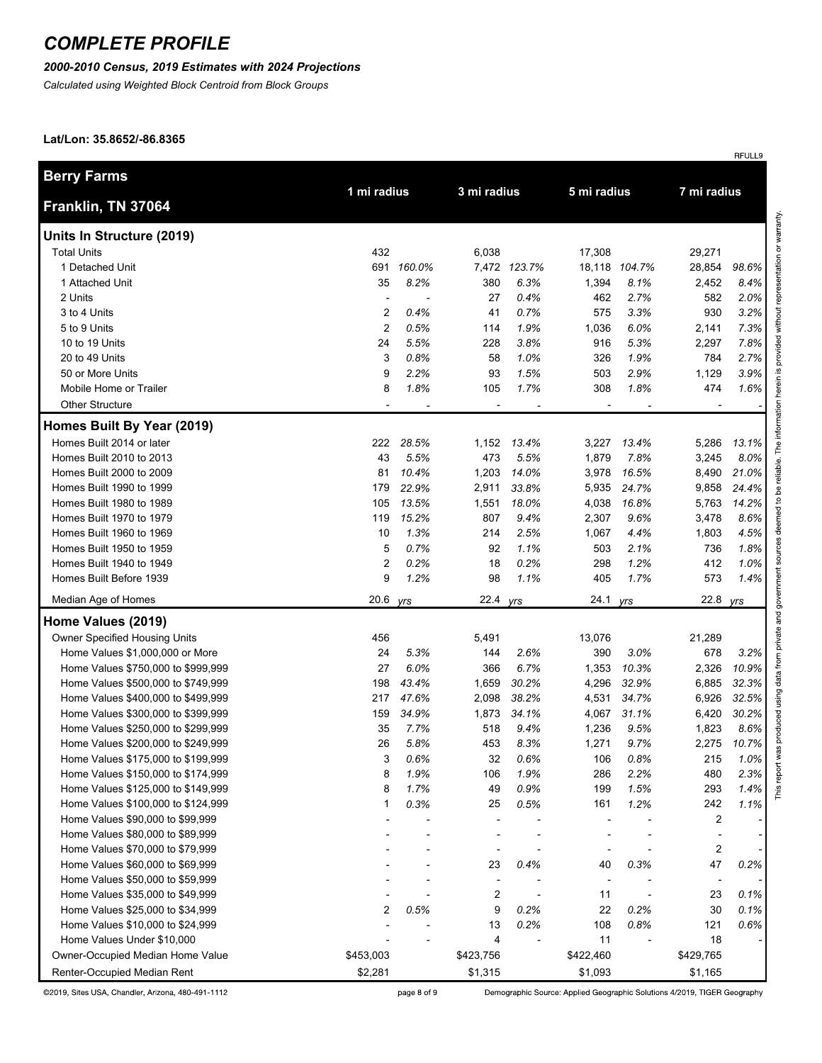# COMPLETE PROFILE

***2000-2010 Census, 2019 Estimates with 2024 Projections***

*Calculated using Weighted Block Centroid from Block Groups*

**Lat/Lon: 35.8652/-86.8365**

RFULL9

| Berry Farms<br>Franklin, TN 37064 | 1 mi radius | | 3 mi radius | | 5 mi radius | | 7 mi radius | |
|---|---|---|---|---|---|---|---|---|
| **Units In Structure (2019)** | | | | | | | | |
| Total Units | 432 | | 6,038 | | 17,308 | | 29,271 | |
| 1 Detached Unit | 691 | *160.0%* | 7,472 | *123.7%* | 18,118 | *104.7%* | 28,854 | *98.6%* |
| 1 Attached Unit | 35 | *8.2%* | 380 | *6.3%* | 1,394 | *8.1%* | 2,452 | *8.4%* |
| 2 Units | - | - | 27 | *0.4%* | 462 | *2.7%* | 582 | *2.0%* |
| 3 to 4 Units | 2 | *0.4%* | 41 | *0.7%* | 575 | *3.3%* | 930 | *3.2%* |
| 5 to 9 Units | 2 | *0.5%* | 114 | *1.9%* | 1,036 | *6.0%* | 2,141 | *7.3%* |
| 10 to 19 Units | 24 | *5.5%* | 228 | *3.8%* | 916 | *5.3%* | 2,297 | *7.8%* |
| 20 to 49 Units | 3 | *0.8%* | 58 | *1.0%* | 326 | *1.9%* | 784 | *2.7%* |
| 50 or More Units | 9 | *2.2%* | 93 | *1.5%* | 503 | *2.9%* | 1,129 | *3.9%* |
| Mobile Home or Trailer | 8 | *1.8%* | 105 | *1.7%* | 308 | *1.8%* | 474 | *1.6%* |
| Other Structure | - | - | - | - | - | - | - | - |
| **Homes Built By Year (2019)** | | | | | | | | |
| Homes Built 2014 or later | 222 | *28.5%* | 1,152 | *13.4%* | 3,227 | *13.4%* | 5,286 | *13.1%* |
| Homes Built 2010 to 2013 | 43 | *5.5%* | 473 | *5.5%* | 1,879 | *7.8%* | 3,245 | *8.0%* |
| Homes Built 2000 to 2009 | 81 | *10.4%* | 1,203 | *14.0%* | 3,978 | *16.5%* | 8,490 | *21.0%* |
| Homes Built 1990 to 1999 | 179 | *22.9%* | 2,911 | *33.8%* | 5,935 | *24.7%* | 9,858 | *24.4%* |
| Homes Built 1980 to 1989 | 105 | *13.5%* | 1,551 | *18.0%* | 4,038 | *16.8%* | 5,763 | *14.2%* |
| Homes Built 1970 to 1979 | 119 | *15.2%* | 807 | *9.4%* | 2,307 | *9.6%* | 3,478 | *8.6%* |
| Homes Built 1960 to 1969 | 10 | *1.3%* | 214 | *2.5%* | 1,067 | *4.4%* | 1,803 | *4.5%* |
| Homes Built 1950 to 1959 | 5 | *0.7%* | 92 | *1.1%* | 503 | *2.1%* | 736 | *1.8%* |
| Homes Built 1940 to 1949 | 2 | *0.2%* | 18 | *0.2%* | 298 | *1.2%* | 412 | *1.0%* |
| Homes Built Before 1939 | 9 | *1.2%* | 98 | *1.1%* | 405 | *1.7%* | 573 | *1.4%* |
| Median Age of Homes | 20.6 | *yrs* | 22.4 | *yrs* | 24.1 | *yrs* | 22.8 | *yrs* |
| **Home Values (2019)** | | | | | | | | |
| Owner Specified Housing Units | 456 | | 5,491 | | 13,076 | | 21,289 | |
| Home Values $1,000,000 or More | 24 | *5.3%* | 144 | *2.6%* | 390 | *3.0%* | 678 | *3.2%* |
| Home Values $750,000 to $999,999 | 27 | *6.0%* | 366 | *6.7%* | 1,353 | *10.3%* | 2,326 | *10.9%* |
| Home Values $500,000 to $749,999 | 198 | *43.4%* | 1,659 | *30.2%* | 4,296 | *32.9%* | 6,885 | *32.3%* |
| Home Values $400,000 to $499,999 | 217 | *47.6%* | 2,098 | *38.2%* | 4,531 | *34.7%* | 6,926 | *32.5%* |
| Home Values $300,000 to $399,999 | 159 | *34.9%* | 1,873 | *34.1%* | 4,067 | *31.1%* | 6,420 | *30.2%* |
| Home Values $250,000 to $299,999 | 35 | *7.7%* | 518 | *9.4%* | 1,236 | *9.5%* | 1,823 | *8.6%* |
| Home Values $200,000 to $249,999 | 26 | *5.8%* | 453 | *8.3%* | 1,271 | *9.7%* | 2,275 | *10.7%* |
| Home Values $175,000 to $199,999 | 3 | *0.6%* | 32 | *0.6%* | 106 | *0.8%* | 215 | *1.0%* |
| Home Values $150,000 to $174,999 | 8 | *1.9%* | 106 | *1.9%* | 286 | *2.2%* | 480 | *2.3%* |
| Home Values $125,000 to $149,999 | 8 | *1.7%* | 49 | *0.9%* | 199 | *1.5%* | 293 | *1.4%* |
| Home Values $100,000 to $124,999 | 1 | *0.3%* | 25 | *0.5%* | 161 | *1.2%* | 242 | *1.1%* |
| Home Values $90,000 to $99,999 | - | - | - | - | - | - | 2 | - |
| Home Values $80,000 to $89,999 | - | - | - | - | - | - | - | - |
| Home Values $70,000 to $79,999 | - | - | - | - | - | - | 2 | - |
| Home Values $60,000 to $69,999 | - | - | 23 | *0.4%* | 40 | *0.3%* | 47 | *0.2%* |
| Home Values $50,000 to $59,999 | - | - | - | - | - | - | - | - |
| Home Values $35,000 to $49,999 | - | - | 2 | - | 11 | - | 23 | *0.1%* |
| Home Values $25,000 to $34,999 | 2 | *0.5%* | 9 | *0.2%* | 22 | *0.2%* | 30 | *0.1%* |
| Home Values $10,000 to $24,999 | - | - | 13 | *0.2%* | 108 | *0.8%* | 121 | *0.6%* |
| Home Values Under $10,000 | - | - | 4 | - | 11 | - | 18 | - |
| Owner-Occupied Median Home Value | $453,003 | | $423,756 | | $422,460 | | $429,765 | |
| Renter-Occupied Median Rent | $2,281 | | $1,315 | | $1,093 | | $1,165 | |

This report was produced using data from private and government sources deemed to be reliable. The information herein is provided without representation or warranty.

©2019, Sites USA, Chandler, Arizona, 480-491-1112

Demographic Source: Applied Geographic Solutions 4/2019, TIGER Geography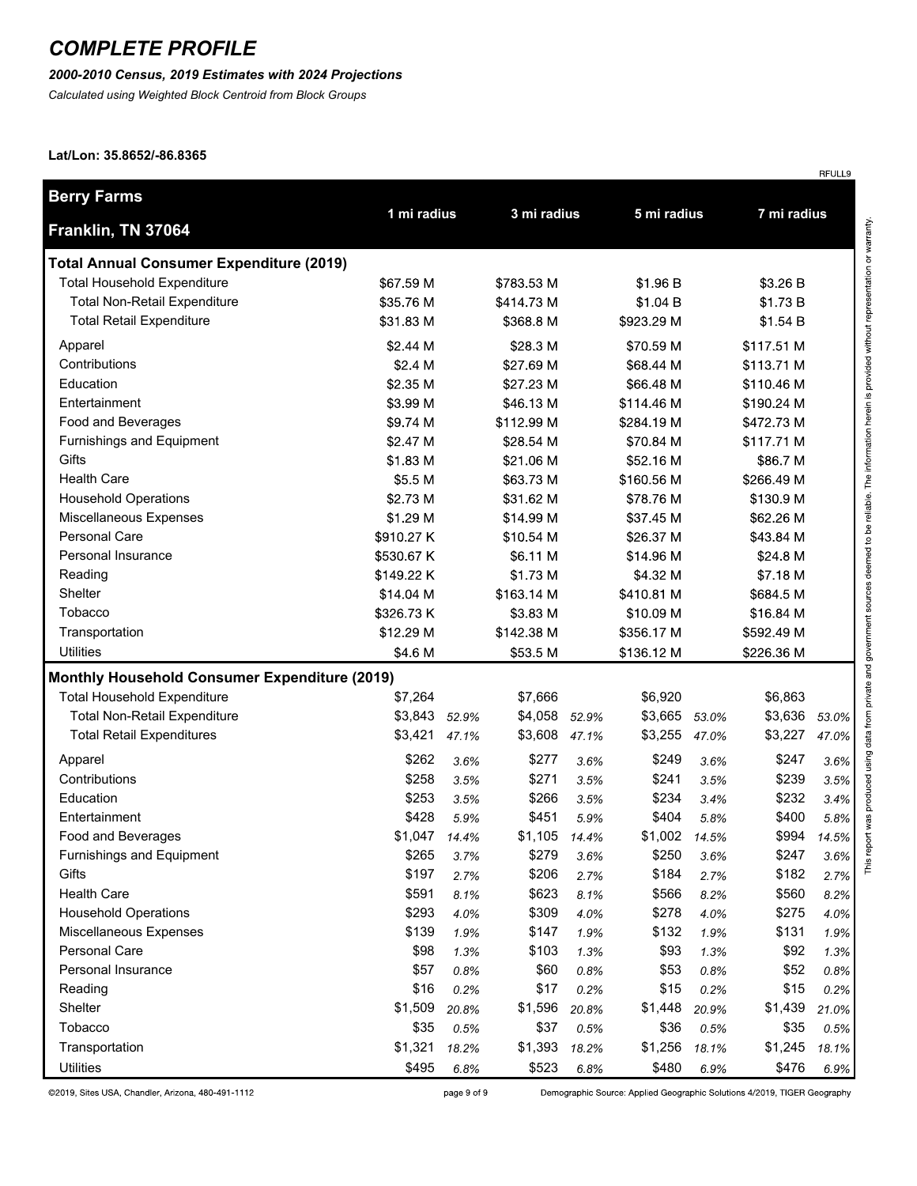# COMPLETE PROFILE

***2000-2010 Census, 2019 Estimates with 2024 Projections***

*Calculated using Weighted Block Centroid from Block Groups*

**Lat/Lon: 35.8652/-86.8365**

RFULL9

| **Berry Farms** **Franklin, TN 37064** | 1 mi radius | | 3 mi radius | | 5 mi radius | | 7 mi radius | |
|---|---|---|---|---|---|---|---|---|
| **Total Annual Consumer Expenditure (2019)** | | | | | | | | |
| Total Household Expenditure | $67.59 M | | $783.53 M | | $1.96 B | | $3.26 B | |
| Total Non-Retail Expenditure | $35.76 M | | $414.73 M | | $1.04 B | | $1.73 B | |
| Total Retail Expenditure | $31.83 M | | $368.8 M | | $923.29 M | | $1.54 B | |
| Apparel | $2.44 M | | $28.3 M | | $70.59 M | | $117.51 M | |
| Contributions | $2.4 M | | $27.69 M | | $68.44 M | | $113.71 M | |
| Education | $2.35 M | | $27.23 M | | $66.48 M | | $110.46 M | |
| Entertainment | $3.99 M | | $46.13 M | | $114.46 M | | $190.24 M | |
| Food and Beverages | $9.74 M | | $112.99 M | | $284.19 M | | $472.73 M | |
| Furnishings and Equipment | $2.47 M | | $28.54 M | | $70.84 M | | $117.71 M | |
| Gifts | $1.83 M | | $21.06 M | | $52.16 M | | $86.7 M | |
| Health Care | $5.5 M | | $63.73 M | | $160.56 M | | $266.49 M | |
| Household Operations | $2.73 M | | $31.62 M | | $78.76 M | | $130.9 M | |
| Miscellaneous Expenses | $1.29 M | | $14.99 M | | $37.45 M | | $62.26 M | |
| Personal Care | $910.27 K | | $10.54 M | | $26.37 M | | $43.84 M | |
| Personal Insurance | $530.67 K | | $6.11 M | | $14.96 M | | $24.8 M | |
| Reading | $149.22 K | | $1.73 M | | $4.32 M | | $7.18 M | |
| Shelter | $14.04 M | | $163.14 M | | $410.81 M | | $684.5 M | |
| Tobacco | $326.73 K | | $3.83 M | | $10.09 M | | $16.84 M | |
| Transportation | $12.29 M | | $142.38 M | | $356.17 M | | $592.49 M | |
| Utilities | $4.6 M | | $53.5 M | | $136.12 M | | $226.36 M | |
| **Monthly Household Consumer Expenditure (2019)** | | | | | | | | |
| Total Household Expenditure | $7,264 | | $7,666 | | $6,920 | | $6,863 | |
| Total Non-Retail Expenditure | $3,843 | *52.9%* | $4,058 | *52.9%* | $3,665 | *53.0%* | $3,636 | *53.0%* |
| Total Retail Expenditures | $3,421 | *47.1%* | $3,608 | *47.1%* | $3,255 | *47.0%* | $3,227 | *47.0%* |
| Apparel | $262 | *3.6%* | $277 | *3.6%* | $249 | *3.6%* | $247 | *3.6%* |
| Contributions | $258 | *3.5%* | $271 | *3.5%* | $241 | *3.5%* | $239 | *3.5%* |
| Education | $253 | *3.5%* | $266 | *3.5%* | $234 | *3.4%* | $232 | *3.4%* |
| Entertainment | $428 | *5.9%* | $451 | *5.9%* | $404 | *5.8%* | $400 | *5.8%* |
| Food and Beverages | $1,047 | *14.4%* | $1,105 | *14.4%* | $1,002 | *14.5%* | $994 | *14.5%* |
| Furnishings and Equipment | $265 | *3.7%* | $279 | *3.6%* | $250 | *3.6%* | $247 | *3.6%* |
| Gifts | $197 | *2.7%* | $206 | *2.7%* | $184 | *2.7%* | $182 | *2.7%* |
| Health Care | $591 | *8.1%* | $623 | *8.1%* | $566 | *8.2%* | $560 | *8.2%* |
| Household Operations | $293 | *4.0%* | $309 | *4.0%* | $278 | *4.0%* | $275 | *4.0%* |
| Miscellaneous Expenses | $139 | *1.9%* | $147 | *1.9%* | $132 | *1.9%* | $131 | *1.9%* |
| Personal Care | $98 | *1.3%* | $103 | *1.3%* | $93 | *1.3%* | $92 | *1.3%* |
| Personal Insurance | $57 | *0.8%* | $60 | *0.8%* | $53 | *0.8%* | $52 | *0.8%* |
| Reading | $16 | *0.2%* | $17 | *0.2%* | $15 | *0.2%* | $15 | *0.2%* |
| Shelter | $1,509 | *20.8%* | $1,596 | *20.8%* | $1,448 | *20.9%* | $1,439 | *21.0%* |
| Tobacco | $35 | *0.5%* | $37 | *0.5%* | $36 | *0.5%* | $35 | *0.5%* |
| Transportation | $1,321 | *18.2%* | $1,393 | *18.2%* | $1,256 | *18.1%* | $1,245 | *18.1%* |
| Utilities | $495 | *6.8%* | $523 | *6.8%* | $480 | *6.9%* | $476 | *6.9%* |

This report was produced using data from private and government sources deemed to be reliable. The information herein is provided without representation or warranty.

©2019, Sites USA, Chandler, Arizona, 480-491-1112

Demographic Source: Applied Geographic Solutions 4/2019, TIGER Geography